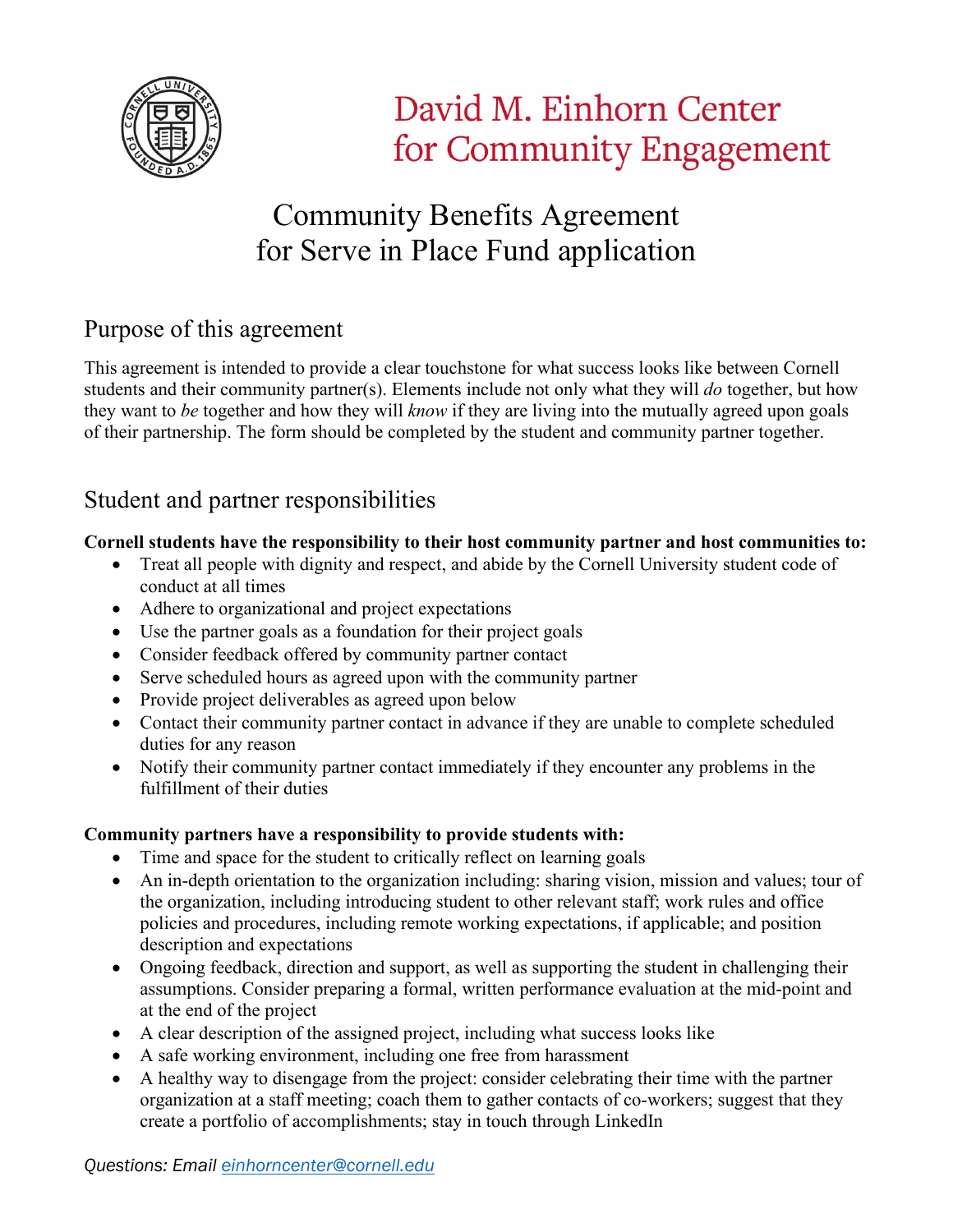David M. Einhorn Center for Community Engagement

# Community Benefits Agreement for Serve in Place Fund application

## Purpose of this agreement

This agreement is intended to provide a clear touchstone for what success looks like between Cornell students and their community partner(s). Elements include not only what they will *do* together, but how they want to *be* together and how they will *know* if they are living into the mutually agreed upon goals of their partnership. The form should be completed by the student and community partner together.

## Student and partner responsibilities

**Cornell students have the responsibility to their host community partner and host communities to:**

- Treat all people with dignity and respect, and abide by the Cornell University student code of conduct at all times
- Adhere to organizational and project expectations
- Use the partner goals as a foundation for their project goals
- Consider feedback offered by community partner contact
- Serve scheduled hours as agreed upon with the community partner
- Provide project deliverables as agreed upon below
- Contact their community partner contact in advance if they are unable to complete scheduled duties for any reason
- Notify their community partner contact immediately if they encounter any problems in the fulfillment of their duties

**Community partners have a responsibility to provide students with:**

- Time and space for the student to critically reflect on learning goals
- An in-depth orientation to the organization including: sharing vision, mission and values; tour of the organization, including introducing student to other relevant staff; work rules and office policies and procedures, including remote working expectations, if applicable; and position description and expectations
- Ongoing feedback, direction and support, as well as supporting the student in challenging their assumptions. Consider preparing a formal, written performance evaluation at the mid-point and at the end of the project
- A clear description of the assigned project, including what success looks like
- A safe working environment, including one free from harassment
- A healthy way to disengage from the project: consider celebrating their time with the partner organization at a staff meeting; coach them to gather contacts of co-workers; suggest that they create a portfolio of accomplishments; stay in touch through LinkedIn

*Questions: Email einhorncenter@cornell.edu*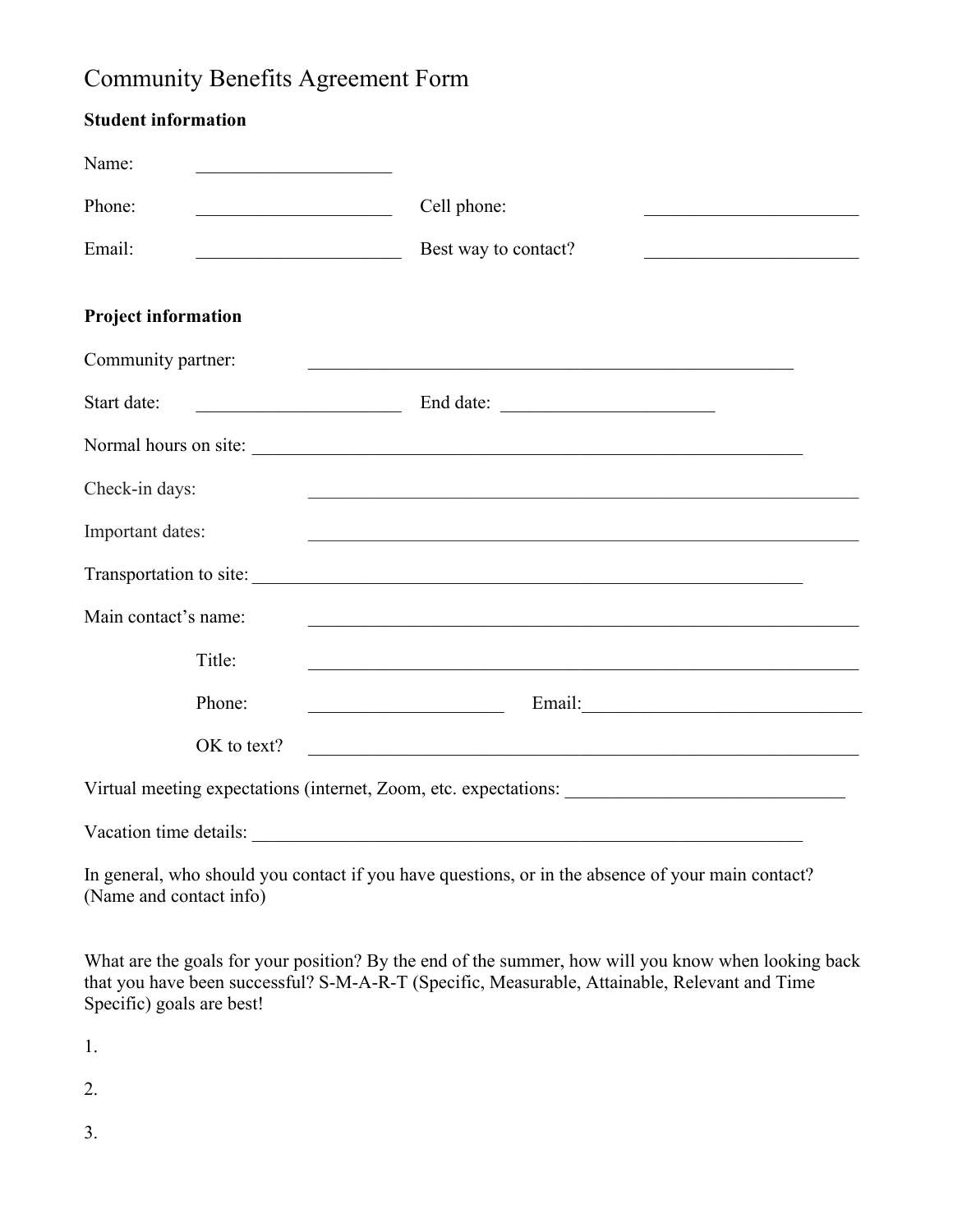# Community Benefits Agreement Form

**Student information**

Name: ____________________

Phone: ____________________ Cell phone: ______________________

Email: _____________________ Best way to contact? ______________________

**Project information**

Community partner: ___________________________________________________

Start date: _____________________ End date: ______________________

Normal hours on site: _________________________________________________________

Check-in days: __________________________________________________________

Important dates: __________________________________________________________

Transportation to site: _______________________________________________________

Main contact's name: __________________________________________________________

Title: __________________________________________________________

Phone: ____________________ Email: ____________________________

OK to text? __________________________________________________________

Virtual meeting expectations (internet, Zoom, etc. expectations: _____________________________

Vacation time details: _________________________________________________________

In general, who should you contact if you have questions, or in the absence of your main contact? (Name and contact info)

What are the goals for your position? By the end of the summer, how will you know when looking back that you have been successful? S-M-A-R-T (Specific, Measurable, Attainable, Relevant and Time Specific) goals are best!

1.

2.

3.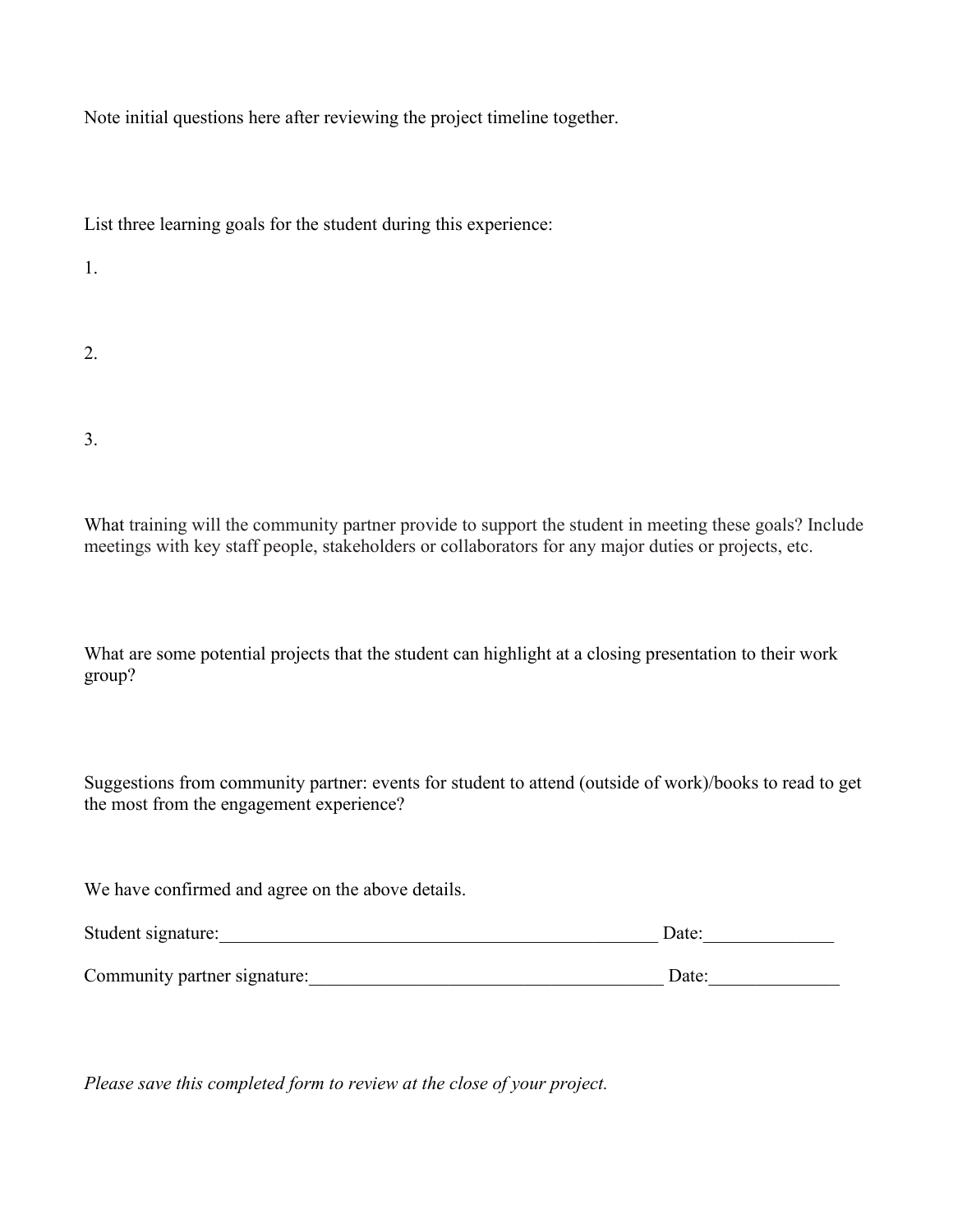Note initial questions here after reviewing the project timeline together.

List three learning goals for the student during this experience:

1.

2.

3.

What training will the community partner provide to support the student in meeting these goals? Include meetings with key staff people, stakeholders or collaborators for any major duties or projects, etc.

What are some potential projects that the student can highlight at a closing presentation to their work group?

Suggestions from community partner: events for student to attend (outside of work)/books to read to get the most from the engagement experience?

We have confirmed and agree on the above details.

Student signature:_________________________________________________ Date:______________

Community partner signature:_______________________________________ Date:______________

*Please save this completed form to review at the close of your project.*